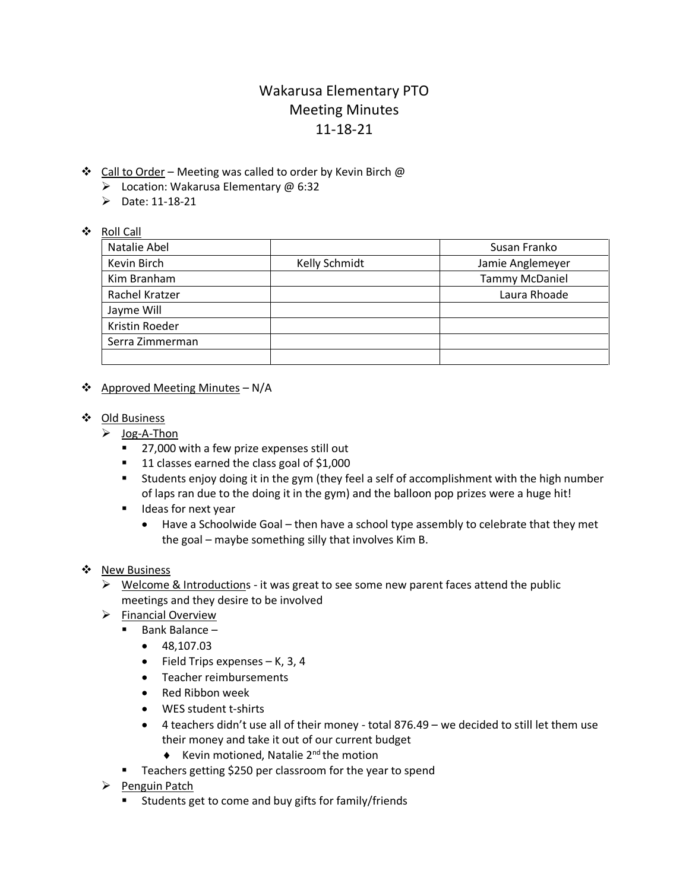# Wakarusa Elementary PTO
# Meeting Minutes
# 11-18-21

- Call to Order – Meeting was called to order by Kevin Birch @
  - Location: Wakarusa Elementary @ 6:32
  - Date: 11-18-21

- Roll Call

| | | |
|---|---|---|
| Natalie Abel | | Susan Franko |
| Kevin Birch | Kelly Schmidt | Jamie Anglemeyer |
| Kim Branham | | Tammy McDaniel |
| Rachel Kratzer | | Laura Rhoade |
| Jayme Will | | |
| Kristin Roeder | | |
| Serra Zimmerman | | |
| | | |

- Approved Meeting Minutes – N/A

- Old Business
  - Jog-A-Thon
    - 27,000 with a few prize expenses still out
    - 11 classes earned the class goal of $1,000
    - Students enjoy doing it in the gym (they feel a self of accomplishment with the high number of laps ran due to the doing it in the gym) and the balloon pop prizes were a huge hit!
    - Ideas for next year
      - Have a Schoolwide Goal – then have a school type assembly to celebrate that they met the goal – maybe something silly that involves Kim B.

- New Business
  - Welcome & Introductions - it was great to see some new parent faces attend the public meetings and they desire to be involved
  - Financial Overview
    - Bank Balance –
      - 48,107.03
      - Field Trips expenses – K, 3, 4
      - Teacher reimbursements
      - Red Ribbon week
      - WES student t-shirts
      - 4 teachers didn't use all of their money - total 876.49 – we decided to still let them use their money and take it out of our current budget
        - Kevin motioned, Natalie 2nd the motion
    - Teachers getting $250 per classroom for the year to spend
  - Penguin Patch
    - Students get to come and buy gifts for family/friends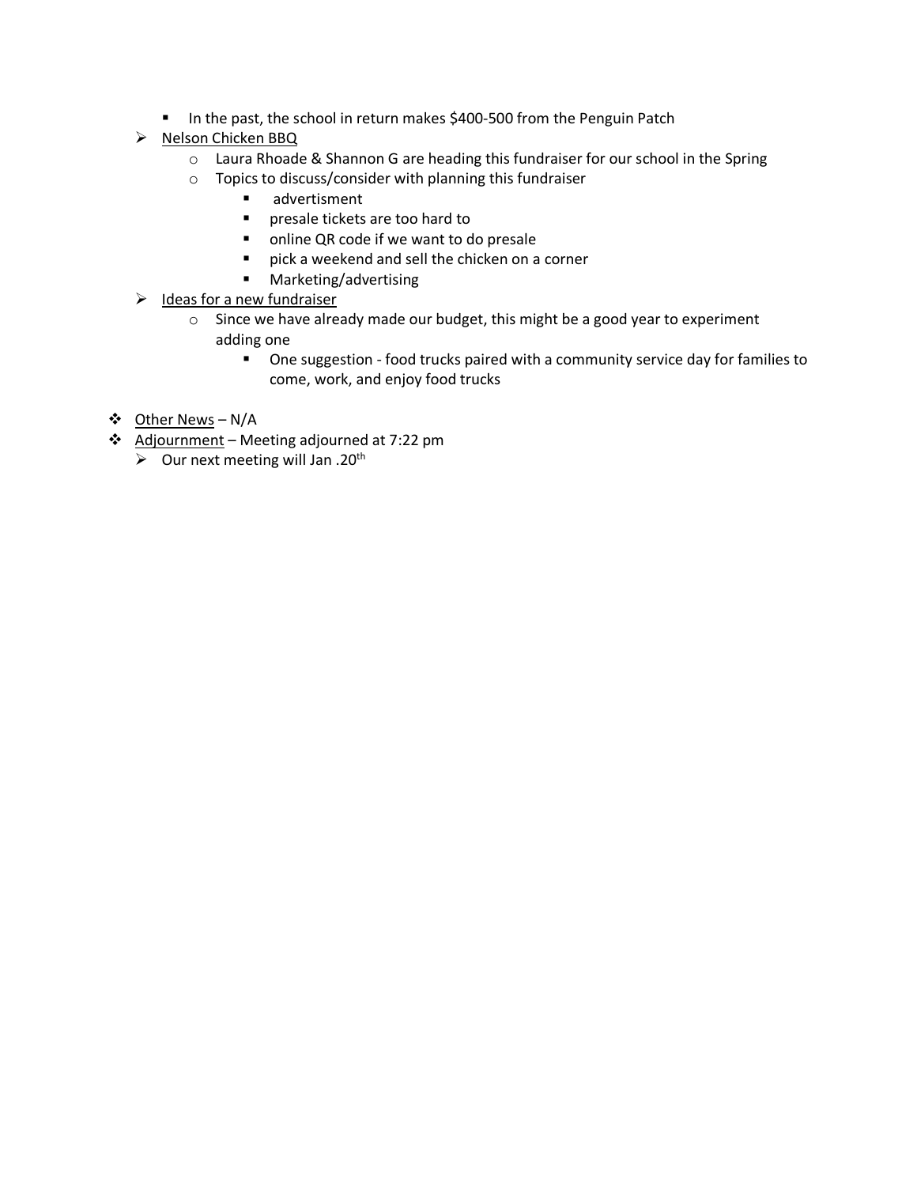- In the past, the school in return makes $400-500 from the Penguin Patch
  - <u>Nelson Chicken BBQ</u>
    - Laura Rhoade & Shannon G are heading this fundraiser for our school in the Spring
    - Topics to discuss/consider with planning this fundraiser
      - advertisment
      - presale tickets are too hard to
      - online QR code if we want to do presale
      - pick a weekend and sell the chicken on a corner
      - Marketing/advertising
  - <u>Ideas for a new fundraiser</u>
    - Since we have already made our budget, this might be a good year to experiment adding one
      - One suggestion - food trucks paired with a community service day for families to come, work, and enjoy food trucks

- <u>Other News</u> – N/A
- <u>Adjournment</u> – Meeting adjourned at 7:22 pm
  - Our next meeting will Jan .20th